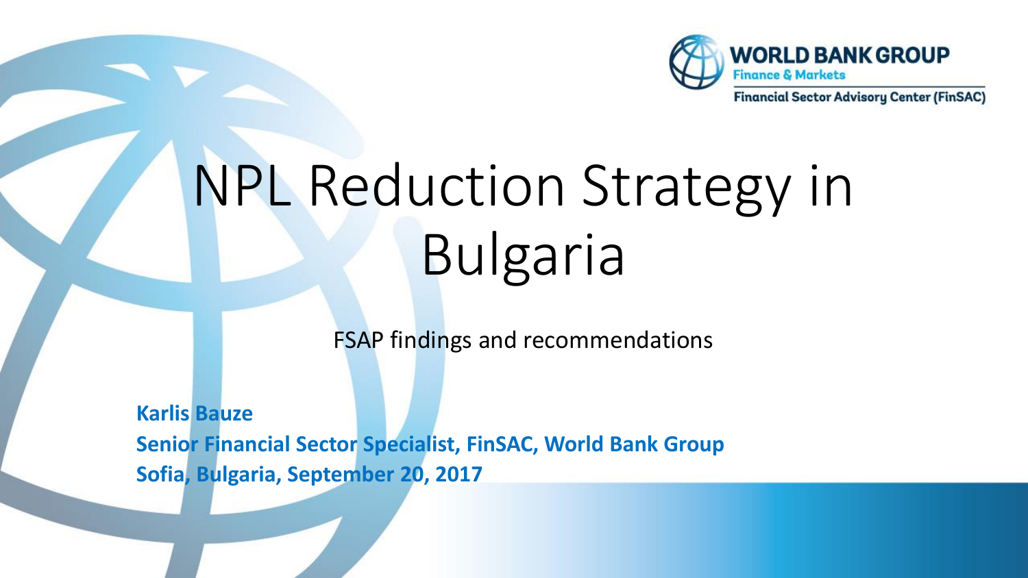WORLD BANK GROUP
Finance & Markets
Financial Sector Advisory Center (FinSAC)

# NPL Reduction Strategy in Bulgaria

FSAP findings and recommendations

**Karlis Bauze**
**Senior Financial Sector Specialist, FinSAC, World Bank Group**
**Sofia, Bulgaria, September 20, 2017**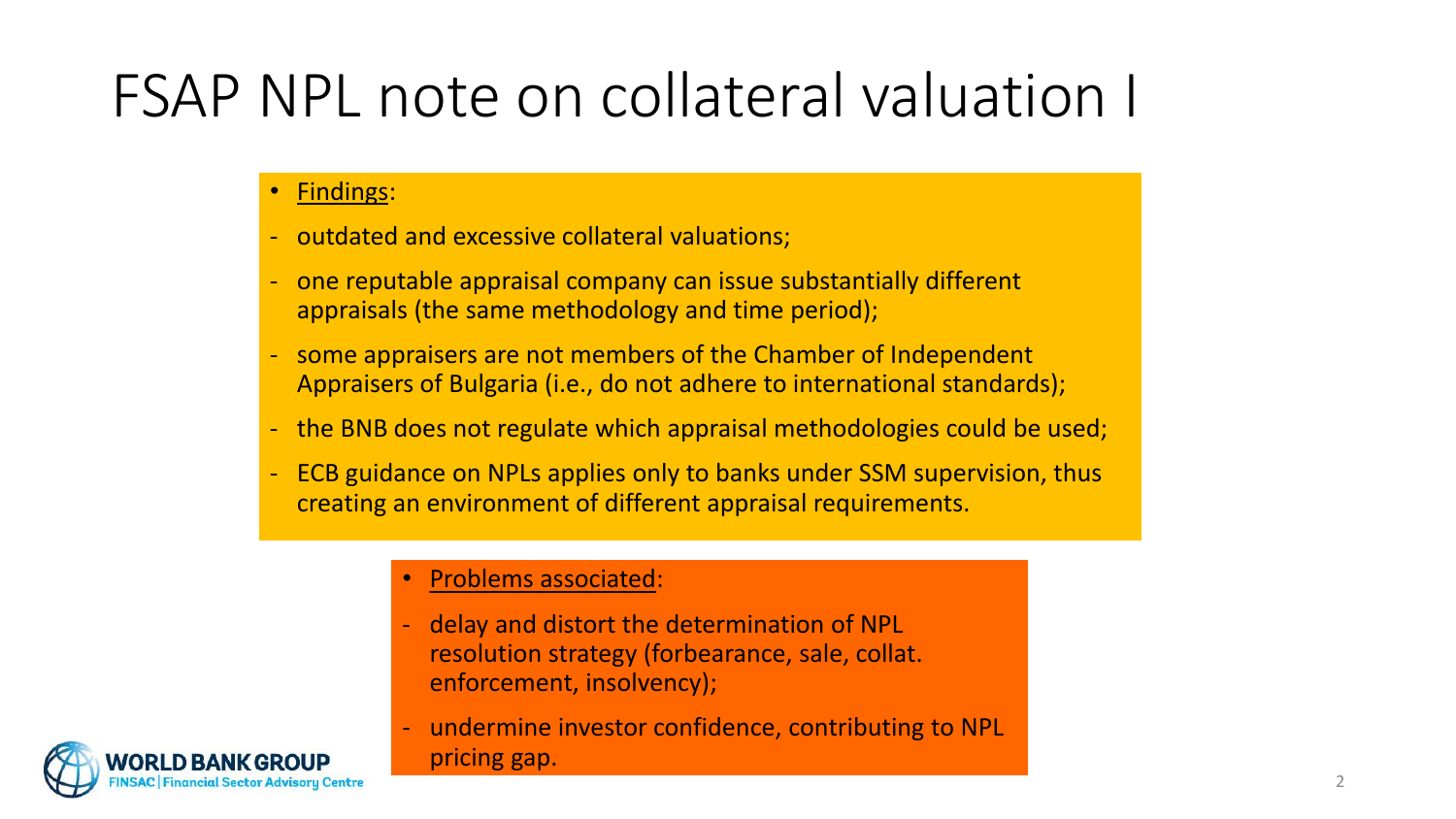# FSAP NPL note on collateral valuation I

- Findings:
- outdated and excessive collateral valuations;
- one reputable appraisal company can issue substantially different appraisals (the same methodology and time period);
- some appraisers are not members of the Chamber of Independent Appraisers of Bulgaria (i.e., do not adhere to international standards);
- the BNB does not regulate which appraisal methodologies could be used;
- ECB guidance on NPLs applies only to banks under SSM supervision, thus creating an environment of different appraisal requirements.

- Problems associated:
- delay and distort the determination of NPL resolution strategy (forbearance, sale, collat. enforcement, insolvency);
- undermine investor confidence, contributing to NPL pricing gap.

WORLD BANK GROUP
FINSAC | Financial Sector Advisory Centre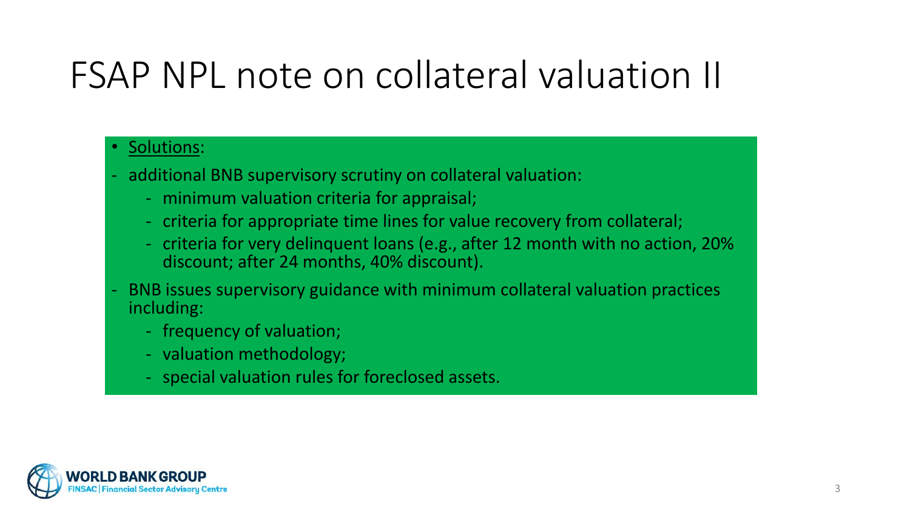# FSAP NPL note on collateral valuation II

- Solutions:
- additional BNB supervisory scrutiny on collateral valuation:
  - minimum valuation criteria for appraisal;
  - criteria for appropriate time lines for value recovery from collateral;
  - criteria for very delinquent loans (e.g., after 12 month with no action, 20% discount; after 24 months, 40% discount).
- BNB issues supervisory guidance with minimum collateral valuation practices including:
  - frequency of valuation;
  - valuation methodology;
  - special valuation rules for foreclosed assets.

WORLD BANK GROUP
FINSAC | Financial Sector Advisory Centre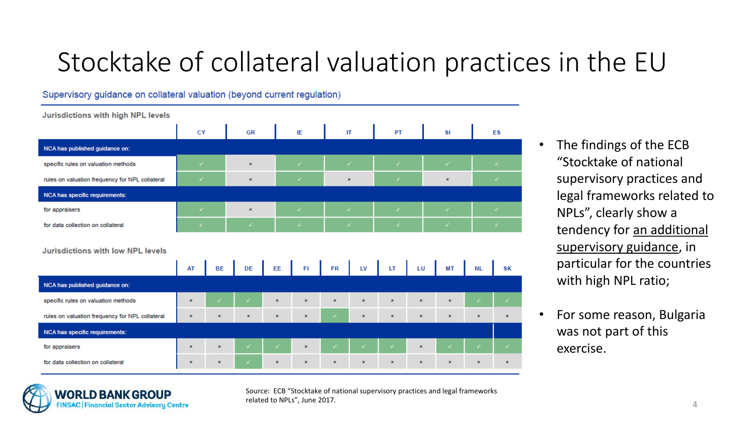# Stocktake of collateral valuation practices in the EU

Supervisory guidance on collateral valuation (beyond current regulation)

**Jurisdictions with high NPL levels**

| | CY | GR | IE | IT | PT | SI | ES |
|---|---|---|---|---|---|---|---|
| **NCA has published guidance on:** | | | | | | | |
| specific rules on valuation methods | ✓ | × | ✓ | ✓ | ✓ | ✓ | ✓ |
| rules on valuation frequency for NPL collateral | ✓ | × | ✓ | × | ✓ | × | ✓ |
| **NCA has specific requirements:** | | | | | | | |
| for appraisers | ✓ | × | ✓ | ✓ | ✓ | ✓ | ✓ |
| for data collection on collateral | ✓ | ✓ | ✓ | ✓ | ✓ | ✓ | ✓ |

**Jurisdictions with low NPL levels**

| | AT | BE | DE | EE | FI | FR | LV | LT | LU | MT | NL | SK |
|---|---|---|---|---|---|---|---|---|---|---|---|---|
| **NCA has published guidance on:** | | | | | | | | | | | | |
| specific rules on valuation methods | × | ✓ | ✓ | × | × | × | × | × | × | × | ✓ | ✓ |
| rules on valuation frequency for NPL collateral | × | × | × | × | × | ✓ | × | × | × | × | × | × |
| **NCA has specific requirements:** | | | | | | | | | | | | |
| for appraisers | × | × | ✓ | ✓ | × | ✓ | ✓ | ✓ | × | ✓ | ✓ | ✓ |
| for data collection on collateral | × | × | ✓ | × | × | × | × | × | × | × | × | × |

- The findings of the ECB "Stocktake of national supervisory practices and legal frameworks related to NPLs", clearly show a tendency for an additional supervisory guidance, in particular for the countries with high NPL ratio;
- For some reason, Bulgaria was not part of this exercise.

Source: ECB "Stocktake of national supervisory practices and legal frameworks related to NPLs", June 2017.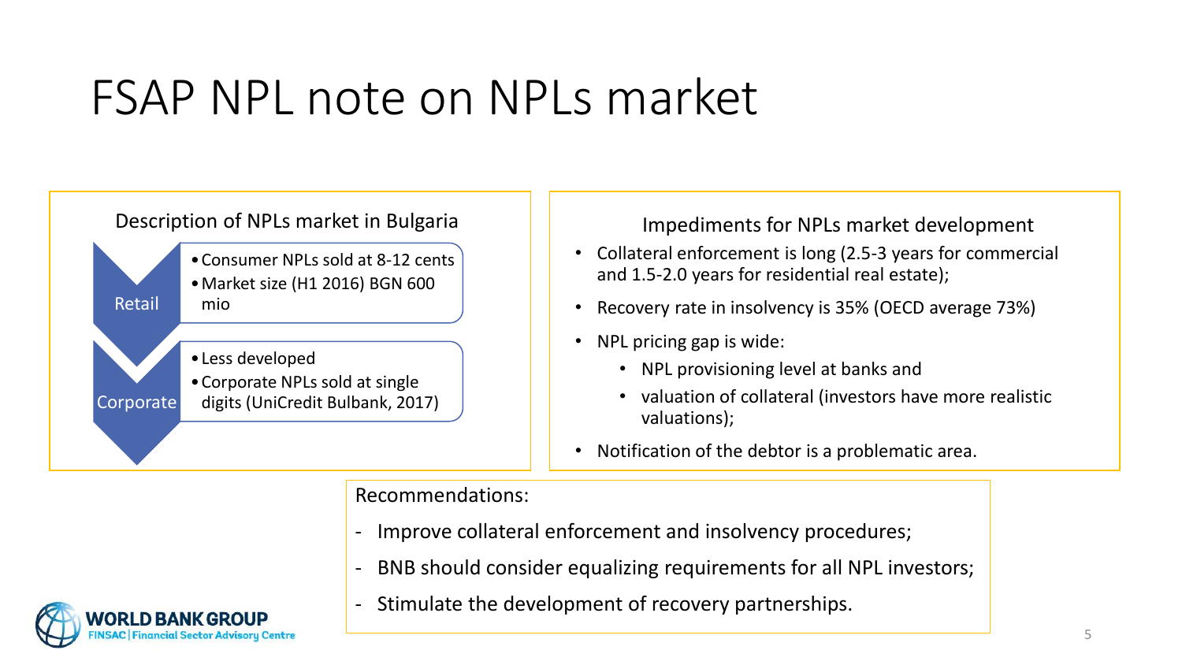# FSAP NPL note on NPLs market

## Description of NPLs market in Bulgaria

**Retail**

- Consumer NPLs sold at 8-12 cents
- Market size (H1 2016) BGN 600 mio

**Corporate**

- Less developed
- Corporate NPLs sold at single digits (UniCredit Bulbank, 2017)

## Impediments for NPLs market development

- Collateral enforcement is long (2.5-3 years for commercial and 1.5-2.0 years for residential real estate);
- Recovery rate in insolvency is 35% (OECD average 73%)
- NPL pricing gap is wide:
  - NPL provisioning level at banks and
  - valuation of collateral (investors have more realistic valuations);
- Notification of the debtor is a problematic area.

Recommendations:

- Improve collateral enforcement and insolvency procedures;
- BNB should consider equalizing requirements for all NPL investors;
- Stimulate the development of recovery partnerships.

WORLD BANK GROUP
FINSAC | Financial Sector Advisory Centre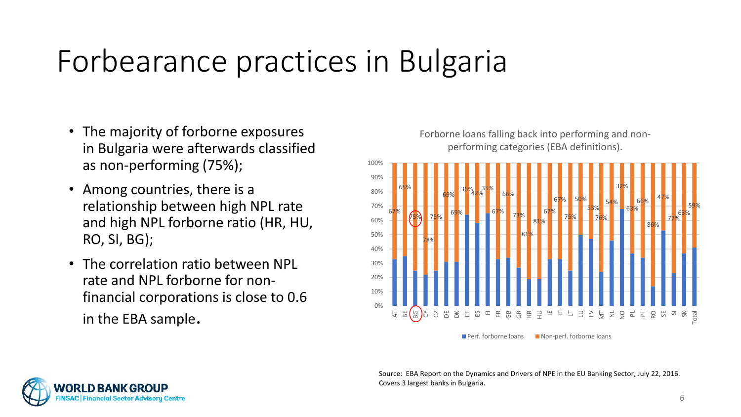# Forbearance practices in Bulgaria

- The majority of forborne exposures in Bulgaria were afterwards classified as non-performing (75%);
- Among countries, there is a relationship between high NPL rate and high NPL forborne ratio (HR, HU, RO, SI, BG);
- The correlation ratio between NPL rate and NPL forborne for non-financial corporations is close to 0.6 in the EBA sample.

Forborne loans falling back into performing and non-performing categories (EBA definitions).

100%
90%
80%
70%
60%
50%
40%
30%
20%
10%
0%

AT BE BG CY CZ DE DK EE ES FI FR GB GR HR HU IE IT LT LU LV MT NL NO PL PT RO SE SI SK Total

67% 65% 75% 78% 75% 69% 69% 36% 42% 35% 67% 66% 73% 81% 81% 67% 67% 75% 50% 53% 76% 54% 32% 63% 66% 86% 47% 77% 63% 59%

Perf. forborne loans
Non-perf. forborne loans

Source: EBA Report on the Dynamics and Drivers of NPE in the EU Banking Sector, July 22, 2016. Covers 3 largest banks in Bulgaria.

WORLD BANK GROUP
FINSAC | Financial Sector Advisory Centre